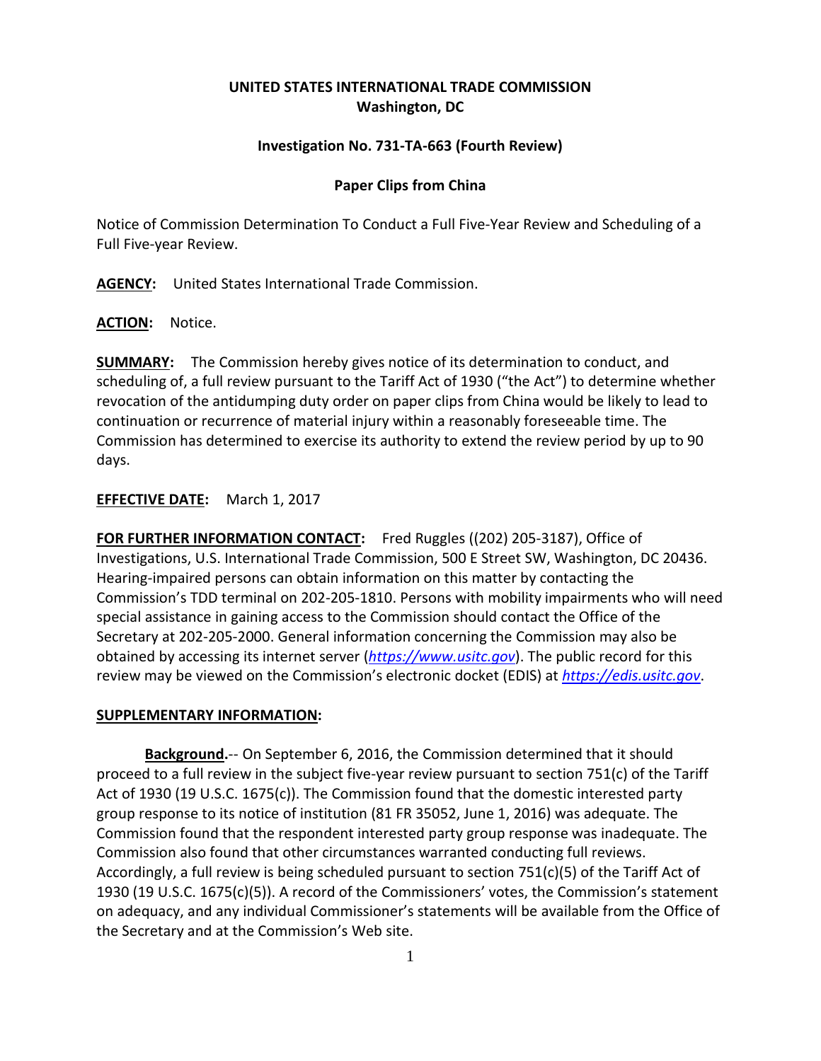**UNITED STATES INTERNATIONAL TRADE COMMISSION**
**Washington, DC**

**Investigation No. 731-TA-663 (Fourth Review)**

**Paper Clips from China**

Notice of Commission Determination To Conduct a Full Five-Year Review and Scheduling of a Full Five-year Review.

**AGENCY:** United States International Trade Commission.

**ACTION:** Notice.

**SUMMARY:** The Commission hereby gives notice of its determination to conduct, and scheduling of, a full review pursuant to the Tariff Act of 1930 ("the Act") to determine whether revocation of the antidumping duty order on paper clips from China would be likely to lead to continuation or recurrence of material injury within a reasonably foreseeable time. The Commission has determined to exercise its authority to extend the review period by up to 90 days.

**EFFECTIVE DATE:** March 1, 2017

**FOR FURTHER INFORMATION CONTACT:** Fred Ruggles ((202) 205-3187), Office of Investigations, U.S. International Trade Commission, 500 E Street SW, Washington, DC 20436. Hearing-impaired persons can obtain information on this matter by contacting the Commission's TDD terminal on 202-205-1810. Persons with mobility impairments who will need special assistance in gaining access to the Commission should contact the Office of the Secretary at 202-205-2000. General information concerning the Commission may also be obtained by accessing its internet server (*https://www.usitc.gov*). The public record for this review may be viewed on the Commission's electronic docket (EDIS) at *https://edis.usitc.gov*.

**SUPPLEMENTARY INFORMATION:**

**Background.**-- On September 6, 2016, the Commission determined that it should proceed to a full review in the subject five-year review pursuant to section 751(c) of the Tariff Act of 1930 (19 U.S.C. 1675(c)). The Commission found that the domestic interested party group response to its notice of institution (81 FR 35052, June 1, 2016) was adequate. The Commission found that the respondent interested party group response was inadequate. The Commission also found that other circumstances warranted conducting full reviews. Accordingly, a full review is being scheduled pursuant to section 751(c)(5) of the Tariff Act of 1930 (19 U.S.C. 1675(c)(5)). A record of the Commissioners' votes, the Commission's statement on adequacy, and any individual Commissioner's statements will be available from the Office of the Secretary and at the Commission's Web site.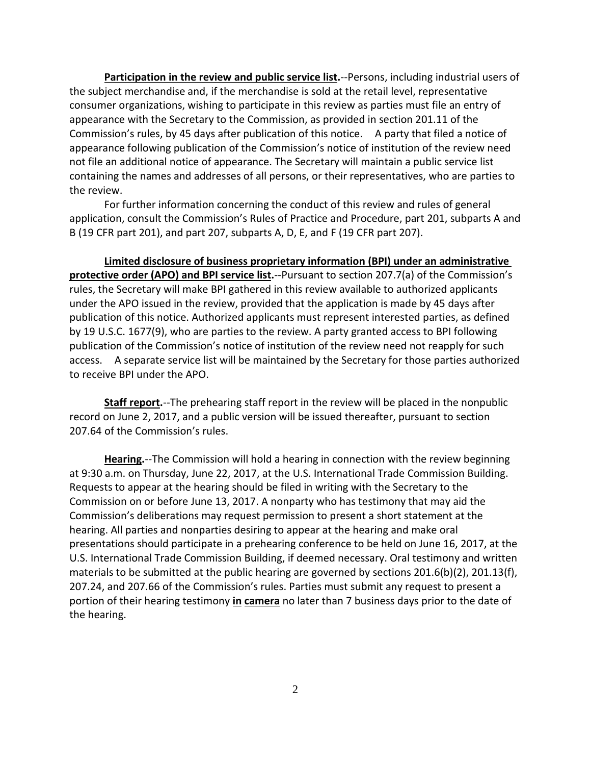**Participation in the review and public service list.**--Persons, including industrial users of the subject merchandise and, if the merchandise is sold at the retail level, representative consumer organizations, wishing to participate in this review as parties must file an entry of appearance with the Secretary to the Commission, as provided in section 201.11 of the Commission's rules, by 45 days after publication of this notice. A party that filed a notice of appearance following publication of the Commission's notice of institution of the review need not file an additional notice of appearance. The Secretary will maintain a public service list containing the names and addresses of all persons, or their representatives, who are parties to the review.

For further information concerning the conduct of this review and rules of general application, consult the Commission's Rules of Practice and Procedure, part 201, subparts A and B (19 CFR part 201), and part 207, subparts A, D, E, and F (19 CFR part 207).

**Limited disclosure of business proprietary information (BPI) under an administrative protective order (APO) and BPI service list.**--Pursuant to section 207.7(a) of the Commission's rules, the Secretary will make BPI gathered in this review available to authorized applicants under the APO issued in the review, provided that the application is made by 45 days after publication of this notice. Authorized applicants must represent interested parties, as defined by 19 U.S.C. 1677(9), who are parties to the review. A party granted access to BPI following publication of the Commission's notice of institution of the review need not reapply for such access. A separate service list will be maintained by the Secretary for those parties authorized to receive BPI under the APO.

**Staff report.**--The prehearing staff report in the review will be placed in the nonpublic record on June 2, 2017, and a public version will be issued thereafter, pursuant to section 207.64 of the Commission's rules.

**Hearing.**--The Commission will hold a hearing in connection with the review beginning at 9:30 a.m. on Thursday, June 22, 2017, at the U.S. International Trade Commission Building. Requests to appear at the hearing should be filed in writing with the Secretary to the Commission on or before June 13, 2017. A nonparty who has testimony that may aid the Commission's deliberations may request permission to present a short statement at the hearing. All parties and nonparties desiring to appear at the hearing and make oral presentations should participate in a prehearing conference to be held on June 16, 2017, at the U.S. International Trade Commission Building, if deemed necessary. Oral testimony and written materials to be submitted at the public hearing are governed by sections 201.6(b)(2), 201.13(f), 207.24, and 207.66 of the Commission's rules. Parties must submit any request to present a portion of their hearing testimony **in camera** no later than 7 business days prior to the date of the hearing.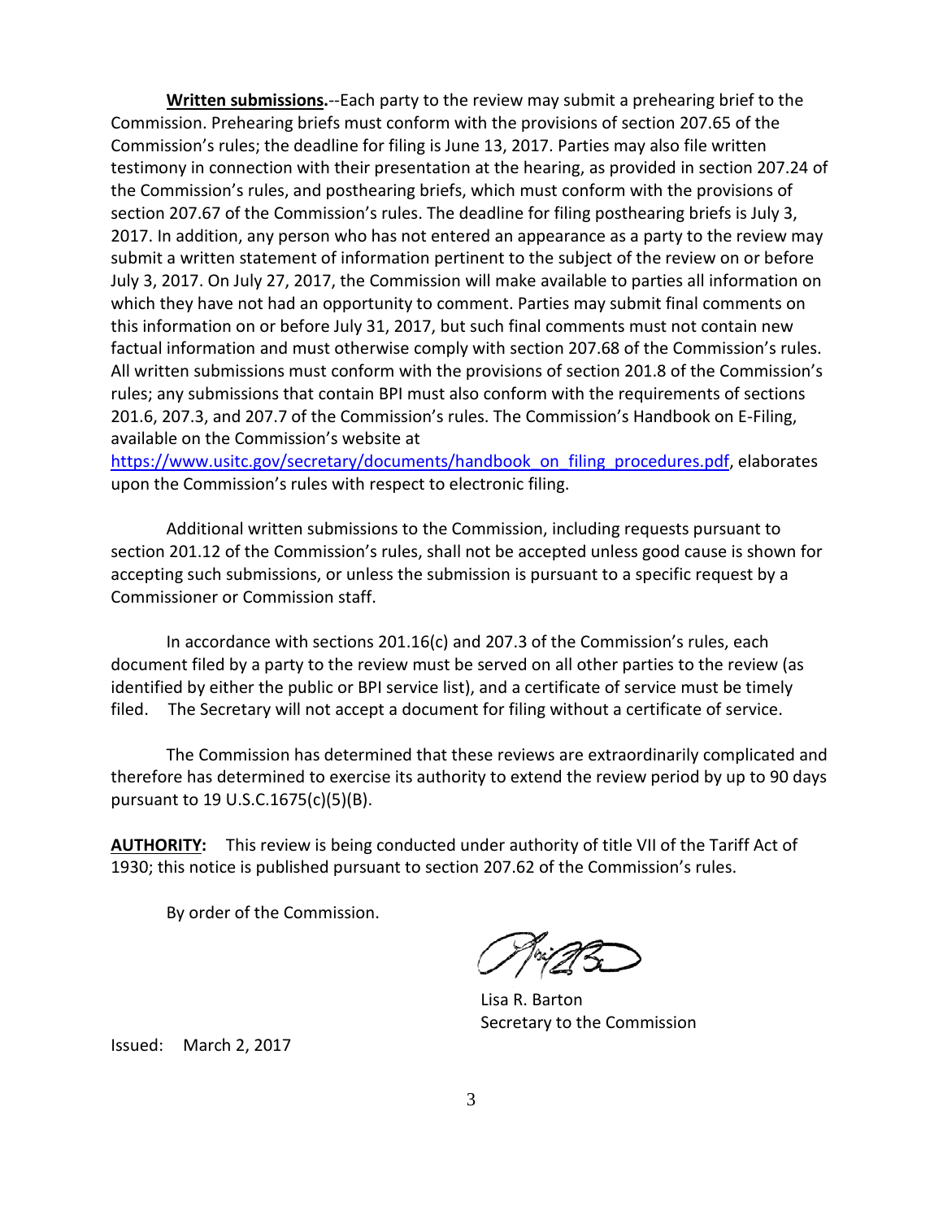**Written submissions**.--Each party to the review may submit a prehearing brief to the Commission. Prehearing briefs must conform with the provisions of section 207.65 of the Commission's rules; the deadline for filing is June 13, 2017. Parties may also file written testimony in connection with their presentation at the hearing, as provided in section 207.24 of the Commission's rules, and posthearing briefs, which must conform with the provisions of section 207.67 of the Commission's rules. The deadline for filing posthearing briefs is July 3, 2017. In addition, any person who has not entered an appearance as a party to the review may submit a written statement of information pertinent to the subject of the review on or before July 3, 2017. On July 27, 2017, the Commission will make available to parties all information on which they have not had an opportunity to comment. Parties may submit final comments on this information on or before July 31, 2017, but such final comments must not contain new factual information and must otherwise comply with section 207.68 of the Commission's rules. All written submissions must conform with the provisions of section 201.8 of the Commission's rules; any submissions that contain BPI must also conform with the requirements of sections 201.6, 207.3, and 207.7 of the Commission's rules. The Commission's Handbook on E-Filing, available on the Commission's website at https://www.usitc.gov/secretary/documents/handbook_on_filing_procedures.pdf, elaborates upon the Commission's rules with respect to electronic filing.

Additional written submissions to the Commission, including requests pursuant to section 201.12 of the Commission's rules, shall not be accepted unless good cause is shown for accepting such submissions, or unless the submission is pursuant to a specific request by a Commissioner or Commission staff.

In accordance with sections 201.16(c) and 207.3 of the Commission's rules, each document filed by a party to the review must be served on all other parties to the review (as identified by either the public or BPI service list), and a certificate of service must be timely filed. The Secretary will not accept a document for filing without a certificate of service.

The Commission has determined that these reviews are extraordinarily complicated and therefore has determined to exercise its authority to extend the review period by up to 90 days pursuant to 19 U.S.C.1675(c)(5)(B).

**AUTHORITY:** This review is being conducted under authority of title VII of the Tariff Act of 1930; this notice is published pursuant to section 207.62 of the Commission's rules.

By order of the Commission.

Lisa R. Barton
Secretary to the Commission

Issued: March 2, 2017